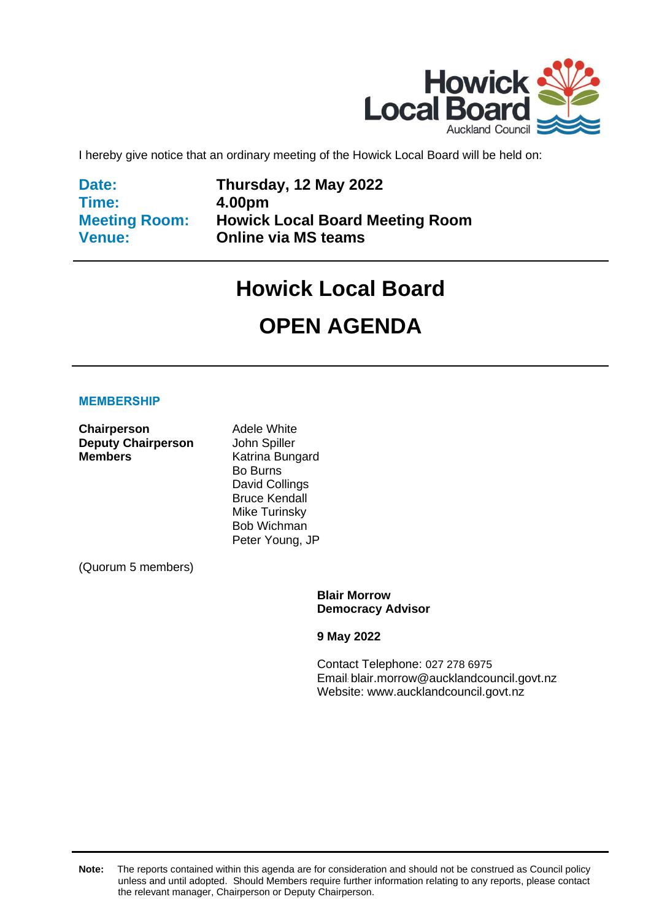Howick Local Board
Auckland Council

I hereby give notice that an ordinary meeting of the Howick Local Board will be held on:

| | |
|---|---|
| **Date:** | **Thursday, 12 May 2022** |
| **Time:** | **4.00pm** |
| **Meeting Room:** | **Howick Local Board Meeting Room** |
| **Venue:** | **Online via MS teams** |

# Howick Local Board

# OPEN AGENDA

## MEMBERSHIP

| | |
|---|---|
| **Chairperson** | Adele White |
| **Deputy Chairperson** | John Spiller |
| **Members** | Katrina Bungard |
| | Bo Burns |
| | David Collings |
| | Bruce Kendall |
| | Mike Turinsky |
| | Bob Wichman |
| | Peter Young, JP |

(Quorum 5 members)

**Blair Morrow**
**Democracy Advisor**

**9 May 2022**

Contact Telephone: 027 278 6975
Email: blair.morrow@aucklandcouncil.govt.nz
Website: www.aucklandcouncil.govt.nz

**Note:** The reports contained within this agenda are for consideration and should not be construed as Council policy unless and until adopted. Should Members require further information relating to any reports, please contact the relevant manager, Chairperson or Deputy Chairperson.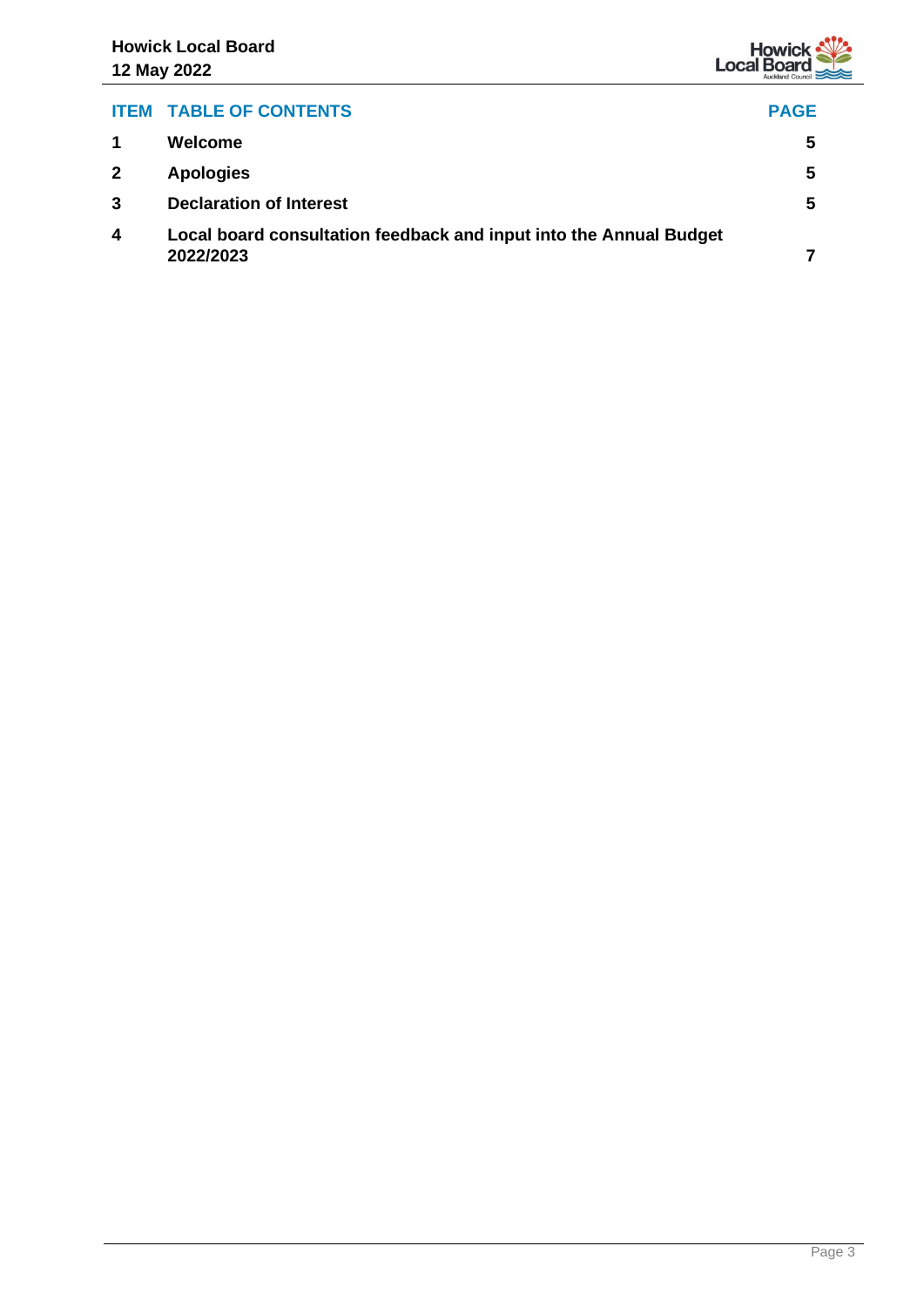| ITEM | TABLE OF CONTENTS | PAGE |
|---|---|---|
| 1 | **Welcome** | 5 |
| 2 | **Apologies** | 5 |
| 3 | **Declaration of Interest** | 5 |
| 4 | **Local board consultation feedback and input into the Annual Budget 2022/2023** | 7 |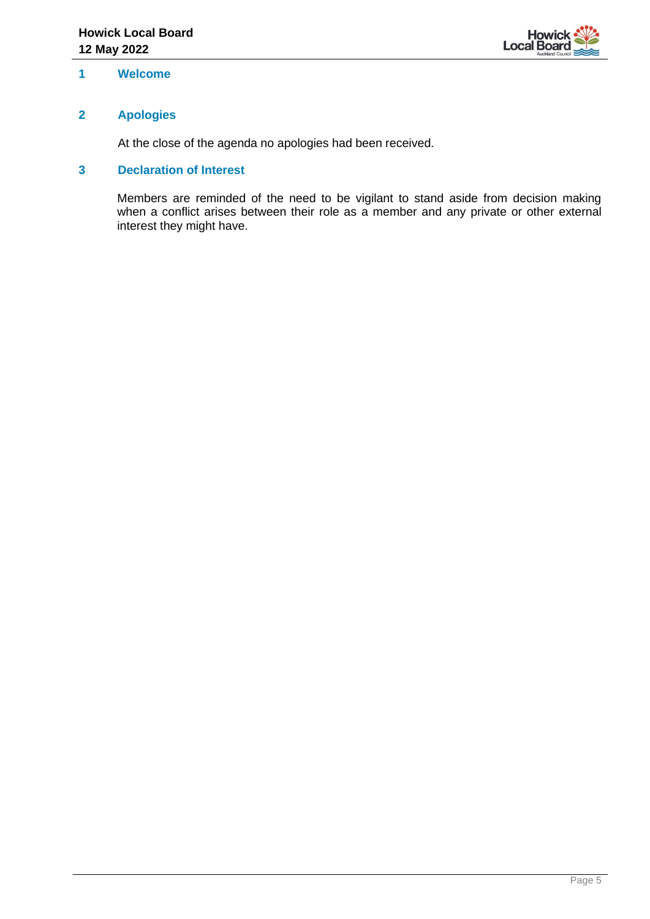## 1 Welcome

## 2 Apologies

At the close of the agenda no apologies had been received.

## 3 Declaration of Interest

Members are reminded of the need to be vigilant to stand aside from decision making when a conflict arises between their role as a member and any private or other external interest they might have.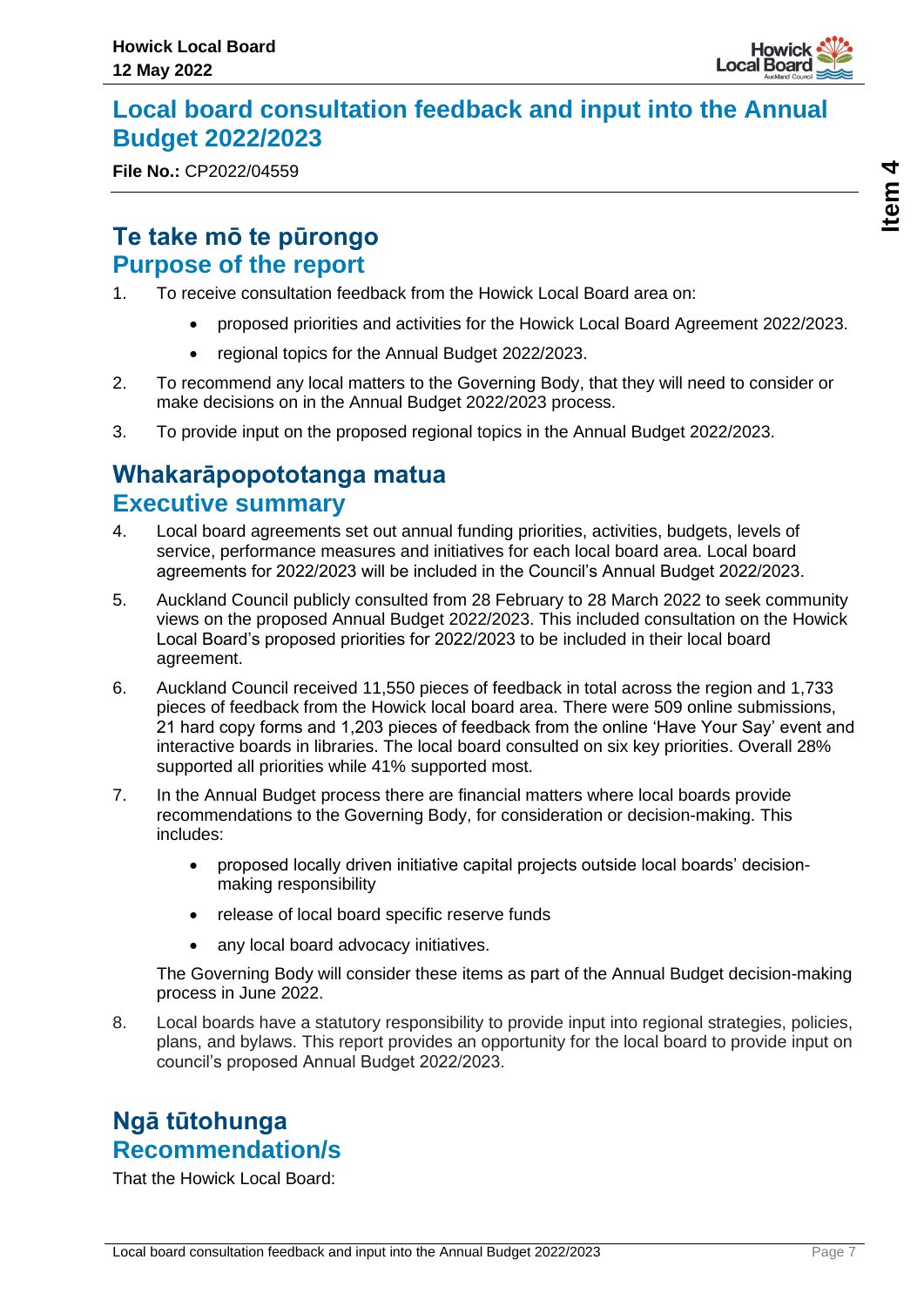# Local board consultation feedback and input into the Annual Budget 2022/2023

**File No.:** CP2022/04559

## Te take mō te pūrongo
## Purpose of the report

1. To receive consultation feedback from the Howick Local Board area on:
   - proposed priorities and activities for the Howick Local Board Agreement 2022/2023.
   - regional topics for the Annual Budget 2022/2023.
2. To recommend any local matters to the Governing Body, that they will need to consider or make decisions on in the Annual Budget 2022/2023 process.
3. To provide input on the proposed regional topics in the Annual Budget 2022/2023.

## Whakarāpopototanga matua
## Executive summary

4. Local board agreements set out annual funding priorities, activities, budgets, levels of service, performance measures and initiatives for each local board area. Local board agreements for 2022/2023 will be included in the Council's Annual Budget 2022/2023.
5. Auckland Council publicly consulted from 28 February to 28 March 2022 to seek community views on the proposed Annual Budget 2022/2023. This included consultation on the Howick Local Board's proposed priorities for 2022/2023 to be included in their local board agreement.
6. Auckland Council received 11,550 pieces of feedback in total across the region and 1,733 pieces of feedback from the Howick local board area. There were 509 online submissions, 21 hard copy forms and 1,203 pieces of feedback from the online 'Have Your Say' event and interactive boards in libraries. The local board consulted on six key priorities. Overall 28% supported all priorities while 41% supported most.
7. In the Annual Budget process there are financial matters where local boards provide recommendations to the Governing Body, for consideration or decision-making. This includes:
   - proposed locally driven initiative capital projects outside local boards' decision-making responsibility
   - release of local board specific reserve funds
   - any local board advocacy initiatives.

   The Governing Body will consider these items as part of the Annual Budget decision-making process in June 2022.
8. Local boards have a statutory responsibility to provide input into regional strategies, policies, plans, and bylaws. This report provides an opportunity for the local board to provide input on council's proposed Annual Budget 2022/2023.

## Ngā tūtohunga
## Recommendation/s

That the Howick Local Board: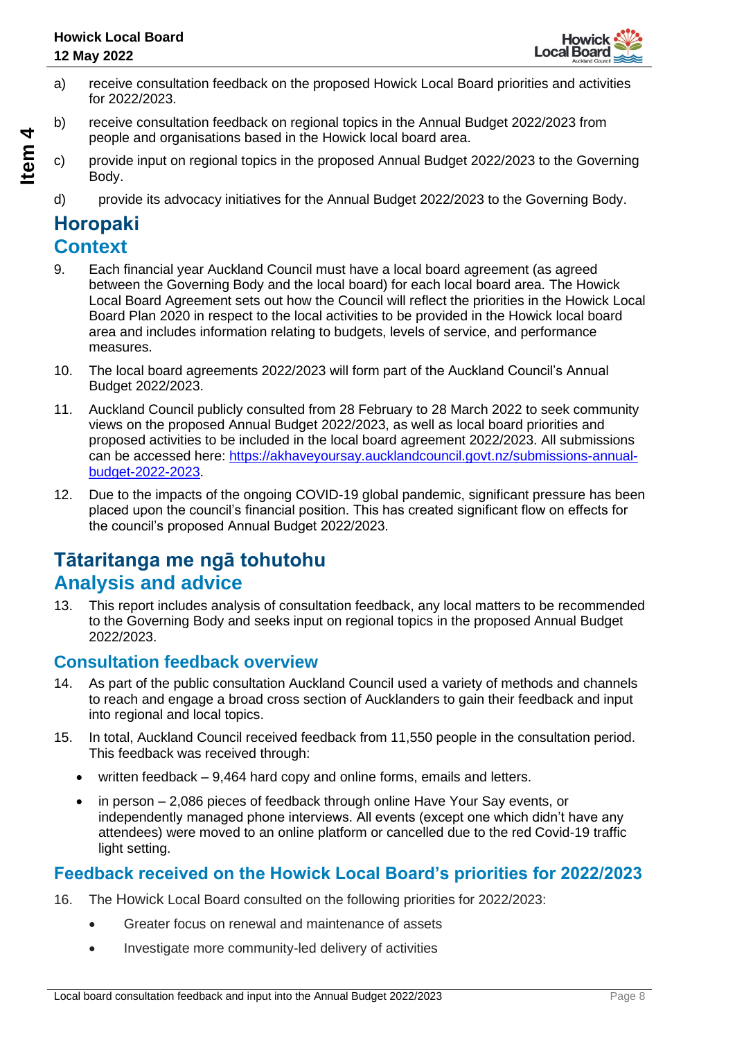a) receive consultation feedback on the proposed Howick Local Board priorities and activities for 2022/2023.

b) receive consultation feedback on regional topics in the Annual Budget 2022/2023 from people and organisations based in the Howick local board area.

c) provide input on regional topics in the proposed Annual Budget 2022/2023 to the Governing Body.

d) provide its advocacy initiatives for the Annual Budget 2022/2023 to the Governing Body.

## Horopaki
## Context

9. Each financial year Auckland Council must have a local board agreement (as agreed between the Governing Body and the local board) for each local board area. The Howick Local Board Agreement sets out how the Council will reflect the priorities in the Howick Local Board Plan 2020 in respect to the local activities to be provided in the Howick local board area and includes information relating to budgets, levels of service, and performance measures.

10. The local board agreements 2022/2023 will form part of the Auckland Council's Annual Budget 2022/2023.

11. Auckland Council publicly consulted from 28 February to 28 March 2022 to seek community views on the proposed Annual Budget 2022/2023, as well as local board priorities and proposed activities to be included in the local board agreement 2022/2023. All submissions can be accessed here: https://akhaveyoursay.aucklandcouncil.govt.nz/submissions-annual-budget-2022-2023.

12. Due to the impacts of the ongoing COVID-19 global pandemic, significant pressure has been placed upon the council's financial position. This has created significant flow on effects for the council's proposed Annual Budget 2022/2023.

## Tātaritanga me ngā tohutohu
## Analysis and advice

13. This report includes analysis of consultation feedback, any local matters to be recommended to the Governing Body and seeks input on regional topics in the proposed Annual Budget 2022/2023.

### Consultation feedback overview

14. As part of the public consultation Auckland Council used a variety of methods and channels to reach and engage a broad cross section of Aucklanders to gain their feedback and input into regional and local topics.

15. In total, Auckland Council received feedback from 11,550 people in the consultation period. This feedback was received through:

- written feedback – 9,464 hard copy and online forms, emails and letters.
- in person – 2,086 pieces of feedback through online Have Your Say events, or independently managed phone interviews. All events (except one which didn't have any attendees) were moved to an online platform or cancelled due to the red Covid-19 traffic light setting.

### Feedback received on the Howick Local Board's priorities for 2022/2023

16. The Howick Local Board consulted on the following priorities for 2022/2023:

- Greater focus on renewal and maintenance of assets
- Investigate more community-led delivery of activities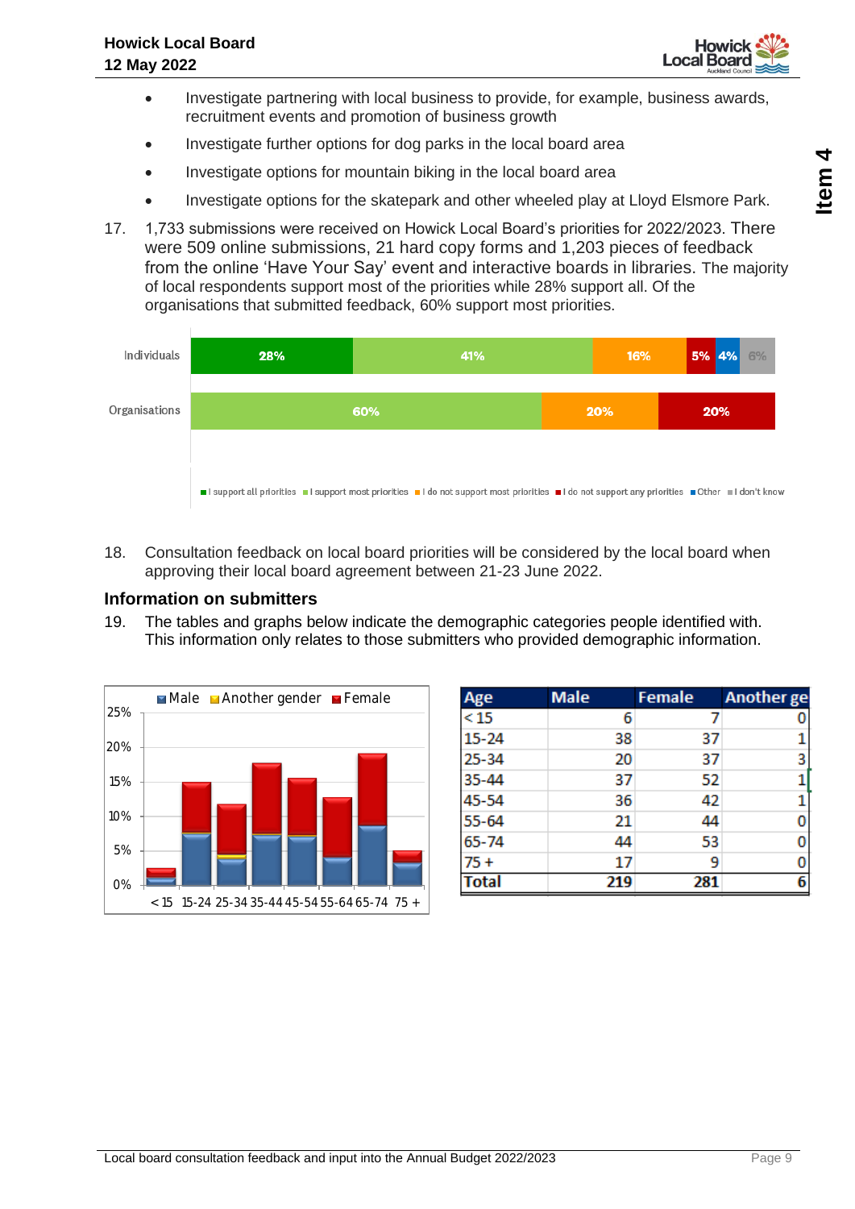- Investigate partnering with local business to provide, for example, business awards, recruitment events and promotion of business growth
- Investigate further options for dog parks in the local board area
- Investigate options for mountain biking in the local board area
- Investigate options for the skatepark and other wheeled play at Lloyd Elsmore Park.

17. 1,733 submissions were received on Howick Local Board's priorities for 2022/2023. There were 509 online submissions, 21 hard copy forms and 1,203 pieces of feedback from the online 'Have Your Say' event and interactive boards in libraries. The majority of local respondents support most of the priorities while 28% support all. Of the organisations that submitted feedback, 60% support most priorities.

| | I support all priorities | I support most priorities | I do not support most priorities | I do not support any priorities | Other | I don't know |
|---|---|---|---|---|---|---|
| Individuals | 28% | 41% | 16% | 5% | 4% | 6% |
| Organisations | | 60% | 20% | 20% | | |

18. Consultation feedback on local board priorities will be considered by the local board when approving their local board agreement between 21-23 June 2022.

## Information on submitters

19. The tables and graphs below indicate the demographic categories people identified with. This information only relates to those submitters who provided demographic information.

| Age | Male | Female | Another ge |
|---|---|---|---|
| < 15 | 6 | 7 | 0 |
| 15-24 | 38 | 37 | 1 |
| 25-34 | 20 | 37 | 3 |
| 35-44 | 37 | 52 | 1 |
| 45-54 | 36 | 42 | 1 |
| 55-64 | 21 | 44 | 0 |
| 65-74 | 44 | 53 | 0 |
| 75 + | 17 | 9 | 0 |
| **Total** | **219** | **281** | **6** |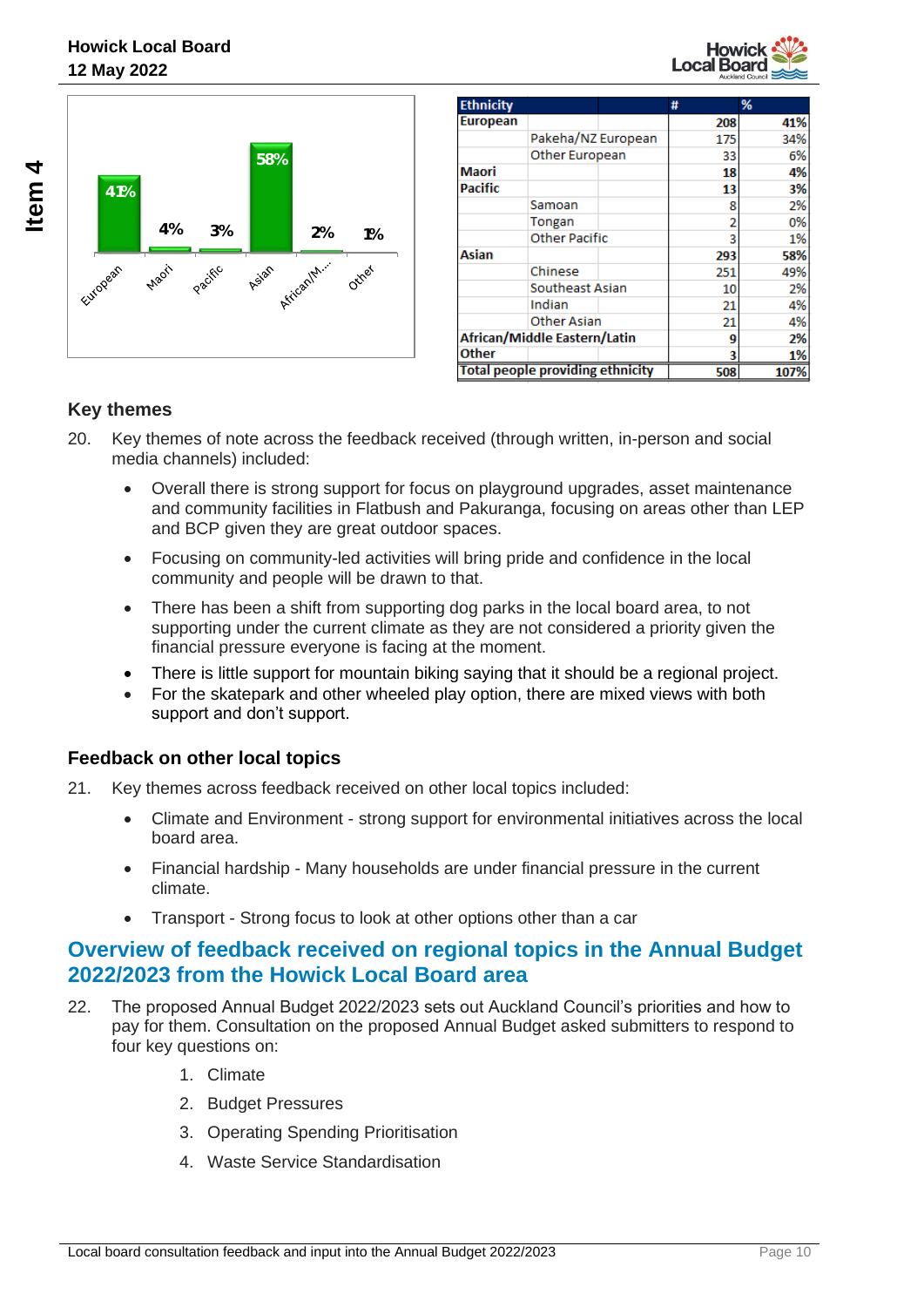| Ethnicity | | # | % |
|---|---|---|---|
| **European** | | **208** | **41%** |
| | Pakeha/NZ European | 175 | 34% |
| | Other European | 33 | 6% |
| **Maori** | | **18** | **4%** |
| **Pacific** | | **13** | **3%** |
| | Samoan | 8 | 2% |
| | Tongan | 2 | 0% |
| | Other Pacific | 3 | 1% |
| **Asian** | | **293** | **58%** |
| | Chinese | 251 | 49% |
| | Southeast Asian | 10 | 2% |
| | Indian | 21 | 4% |
| | Other Asian | 21 | 4% |
| **African/Middle Eastern/Latin** | | **9** | **2%** |
| **Other** | | **3** | **1%** |
| **Total people providing ethnicity** | | **508** | **107%** |

### Key themes

20. Key themes of note across the feedback received (through written, in-person and social media channels) included:

    - Overall there is strong support for focus on playground upgrades, asset maintenance and community facilities in Flatbush and Pakuranga, focusing on areas other than LEP and BCP given they are great outdoor spaces.
    - Focusing on community-led activities will bring pride and confidence in the local community and people will be drawn to that.
    - There has been a shift from supporting dog parks in the local board area, to not supporting under the current climate as they are not considered a priority given the financial pressure everyone is facing at the moment.
    - There is little support for mountain biking saying that it should be a regional project.
    - For the skatepark and other wheeled play option, there are mixed views with both support and don't support.

### Feedback on other local topics

21. Key themes across feedback received on other local topics included:

    - Climate and Environment - strong support for environmental initiatives across the local board area.
    - Financial hardship - Many households are under financial pressure in the current climate.
    - Transport - Strong focus to look at other options other than a car

## Overview of feedback received on regional topics in the Annual Budget 2022/2023 from the Howick Local Board area

22. The proposed Annual Budget 2022/2023 sets out Auckland Council's priorities and how to pay for them. Consultation on the proposed Annual Budget asked submitters to respond to four key questions on:

    1. Climate
    2. Budget Pressures
    3. Operating Spending Prioritisation
    4. Waste Service Standardisation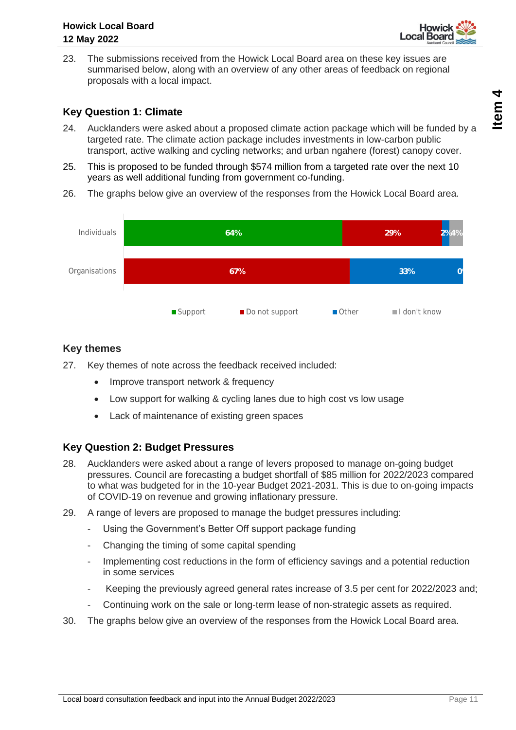23. The submissions received from the Howick Local Board area on these key issues are summarised below, along with an overview of any other areas of feedback on regional proposals with a local impact.

## Key Question 1: Climate

24. Aucklanders were asked about a proposed climate action package which will be funded by a targeted rate. The climate action package includes investments in low-carbon public transport, active walking and cycling networks; and urban ngahere (forest) canopy cover.

25. This is proposed to be funded through $574 million from a targeted rate over the next 10 years as well additional funding from government co-funding.

26. The graphs below give an overview of the responses from the Howick Local Board area.

| | Support | Do not support | Other | I don't know |
|---|---|---|---|---|
| Individuals | 64% | 29% | 2% | 4% |
| Organisations | | 67% | 33% | 0% |

## Key themes

27. Key themes of note across the feedback received included:

- Improve transport network & frequency
- Low support for walking & cycling lanes due to high cost vs low usage
- Lack of maintenance of existing green spaces

## Key Question 2: Budget Pressures

28. Aucklanders were asked about a range of levers proposed to manage on-going budget pressures. Council are forecasting a budget shortfall of $85 million for 2022/2023 compared to what was budgeted for in the 10-year Budget 2021-2031. This is due to on-going impacts of COVID-19 on revenue and growing inflationary pressure.

29. A range of levers are proposed to manage the budget pressures including:

- Using the Government's Better Off support package funding
- Changing the timing of some capital spending
- Implementing cost reductions in the form of efficiency savings and a potential reduction in some services
- Keeping the previously agreed general rates increase of 3.5 per cent for 2022/2023 and;
- Continuing work on the sale or long-term lease of non-strategic assets as required.

30. The graphs below give an overview of the responses from the Howick Local Board area.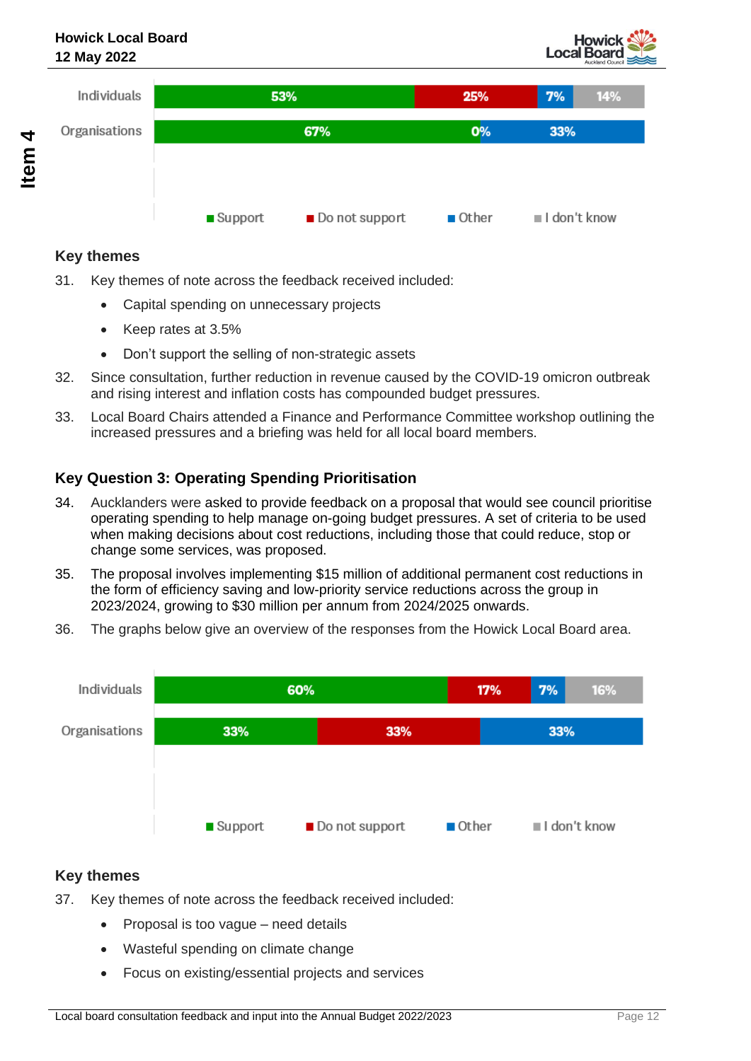| | Support | Do not support | Other | I don't know |
|---|---|---|---|---|
| Individuals | 53% | 25% | 7% | 14% |
| Organisations | 67% | 0% | 33% | |

### Key themes

31. Key themes of note across the feedback received included:
    - Capital spending on unnecessary projects
    - Keep rates at 3.5%
    - Don't support the selling of non-strategic assets
32. Since consultation, further reduction in revenue caused by the COVID-19 omicron outbreak and rising interest and inflation costs has compounded budget pressures.
33. Local Board Chairs attended a Finance and Performance Committee workshop outlining the increased pressures and a briefing was held for all local board members.

### Key Question 3: Operating Spending Prioritisation

34. Aucklanders were asked to provide feedback on a proposal that would see council prioritise operating spending to help manage on-going budget pressures. A set of criteria to be used when making decisions about cost reductions, including those that could reduce, stop or change some services, was proposed.
35. The proposal involves implementing $15 million of additional permanent cost reductions in the form of efficiency saving and low-priority service reductions across the group in 2023/2024, growing to $30 million per annum from 2024/2025 onwards.
36. The graphs below give an overview of the responses from the Howick Local Board area.

| | Support | Do not support | Other | I don't know |
|---|---|---|---|---|
| Individuals | 60% | 17% | 7% | 16% |
| Organisations | 33% | 33% | 33% | |

### Key themes

37. Key themes of note across the feedback received included:
    - Proposal is too vague – need details
    - Wasteful spending on climate change
    - Focus on existing/essential projects and services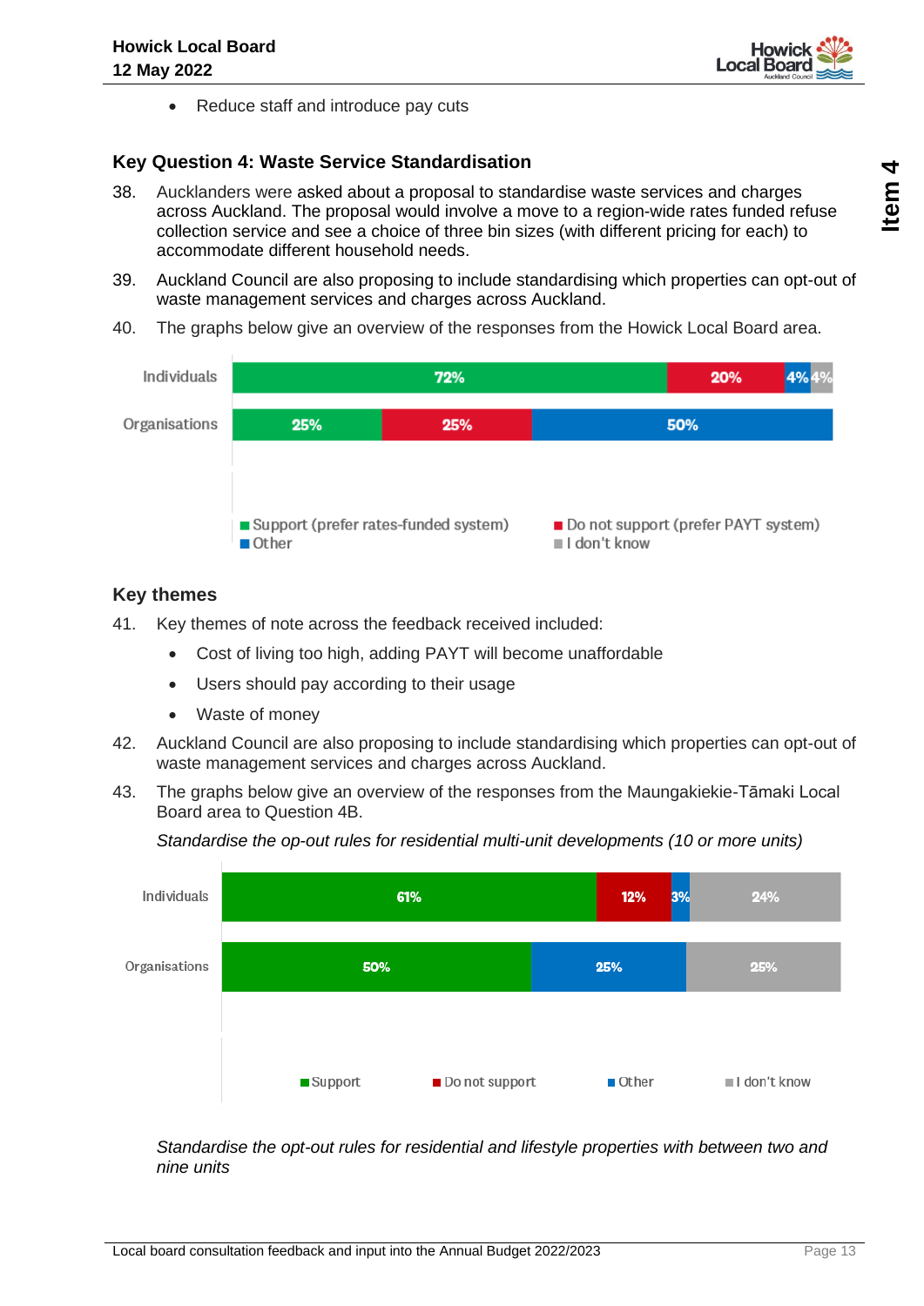- Reduce staff and introduce pay cuts

### Key Question 4: Waste Service Standardisation

38. Aucklanders were asked about a proposal to standardise waste services and charges across Auckland. The proposal would involve a move to a region-wide rates funded refuse collection service and see a choice of three bin sizes (with different pricing for each) to accommodate different household needs.

39. Auckland Council are also proposing to include standardising which properties can opt-out of waste management services and charges across Auckland.

40. The graphs below give an overview of the responses from the Howick Local Board area.

| | Support (prefer rates-funded system) | Do not support (prefer PAYT system) | Other | I don't know |
|---|---|---|---|---|
| Individuals | 72% | 20% | 4% | 4% |
| Organisations | 25% | 25% | 50% | |

### Key themes

41. Key themes of note across the feedback received included:
   - Cost of living too high, adding PAYT will become unaffordable
   - Users should pay according to their usage
   - Waste of money

42. Auckland Council are also proposing to include standardising which properties can opt-out of waste management services and charges across Auckland.

43. The graphs below give an overview of the responses from the Maungakiekie-Tāmaki Local Board area to Question 4B.

*Standardise the op-out rules for residential multi-unit developments (10 or more units)*

| | Support | Do not support | Other | I don't know |
|---|---|---|---|---|
| Individuals | 61% | 12% | 3% | 24% |
| Organisations | 50% | | 25% | 25% |

*Standardise the opt-out rules for residential and lifestyle properties with between two and nine units*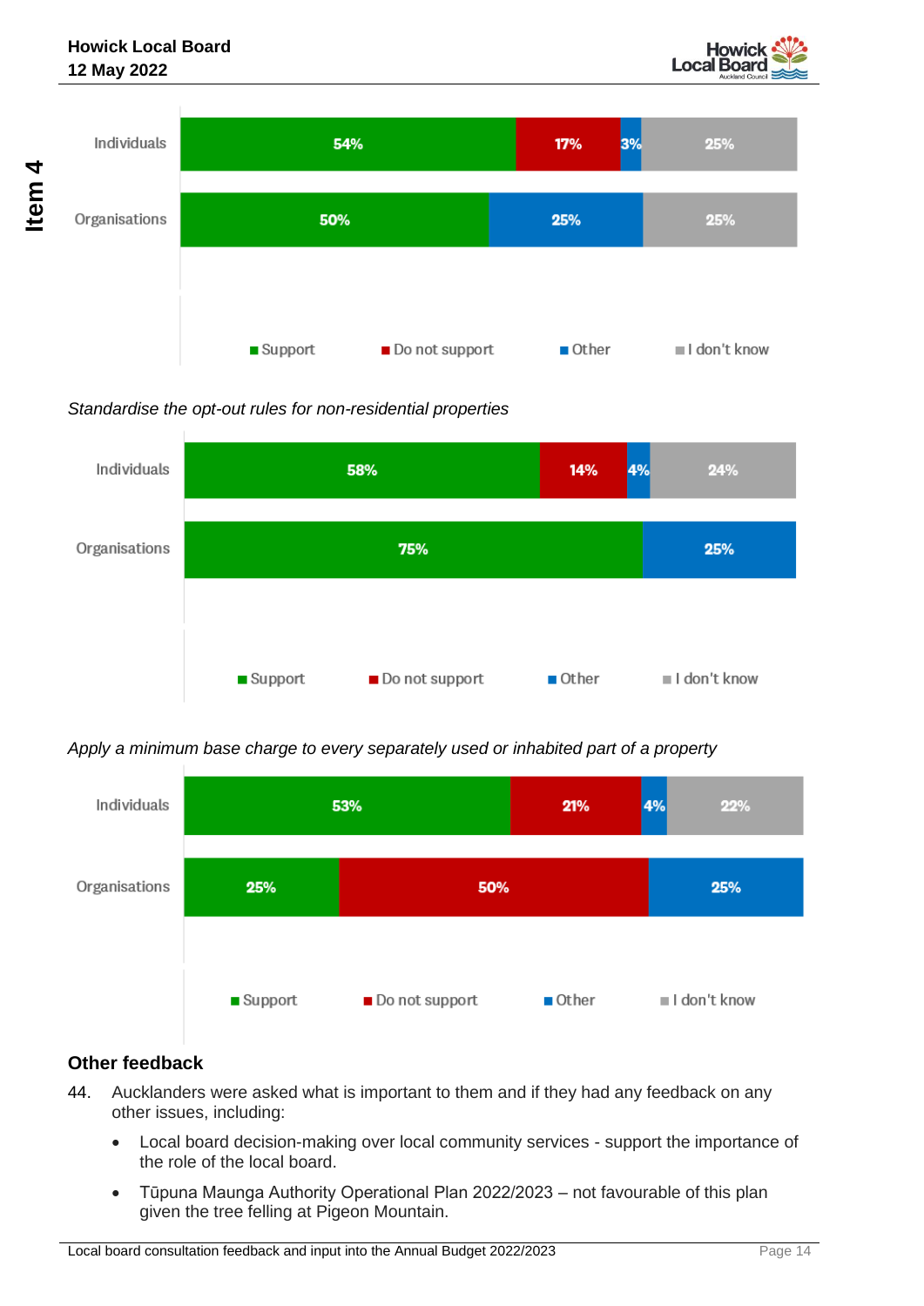| | Support | Do not support | Other | I don't know |
|---|---|---|---|---|
| Individuals | 54% | 17% | 3% | 25% |
| Organisations | 50% | | 25% | 25% |

*Standardise the opt-out rules for non-residential properties*

| | Support | Do not support | Other | I don't know |
|---|---|---|---|---|
| Individuals | 58% | 14% | 4% | 24% |
| Organisations | 75% | | 25% | |

*Apply a minimum base charge to every separately used or inhabited part of a property*

| | Support | Do not support | Other | I don't know |
|---|---|---|---|---|
| Individuals | 53% | 21% | 4% | 22% |
| Organisations | 25% | 50% | 25% | |

## Other feedback

44. Aucklanders were asked what is important to them and if they had any feedback on any other issues, including:

    - Local board decision-making over local community services - support the importance of the role of the local board.
    - Tūpuna Maunga Authority Operational Plan 2022/2023 – not favourable of this plan given the tree felling at Pigeon Mountain.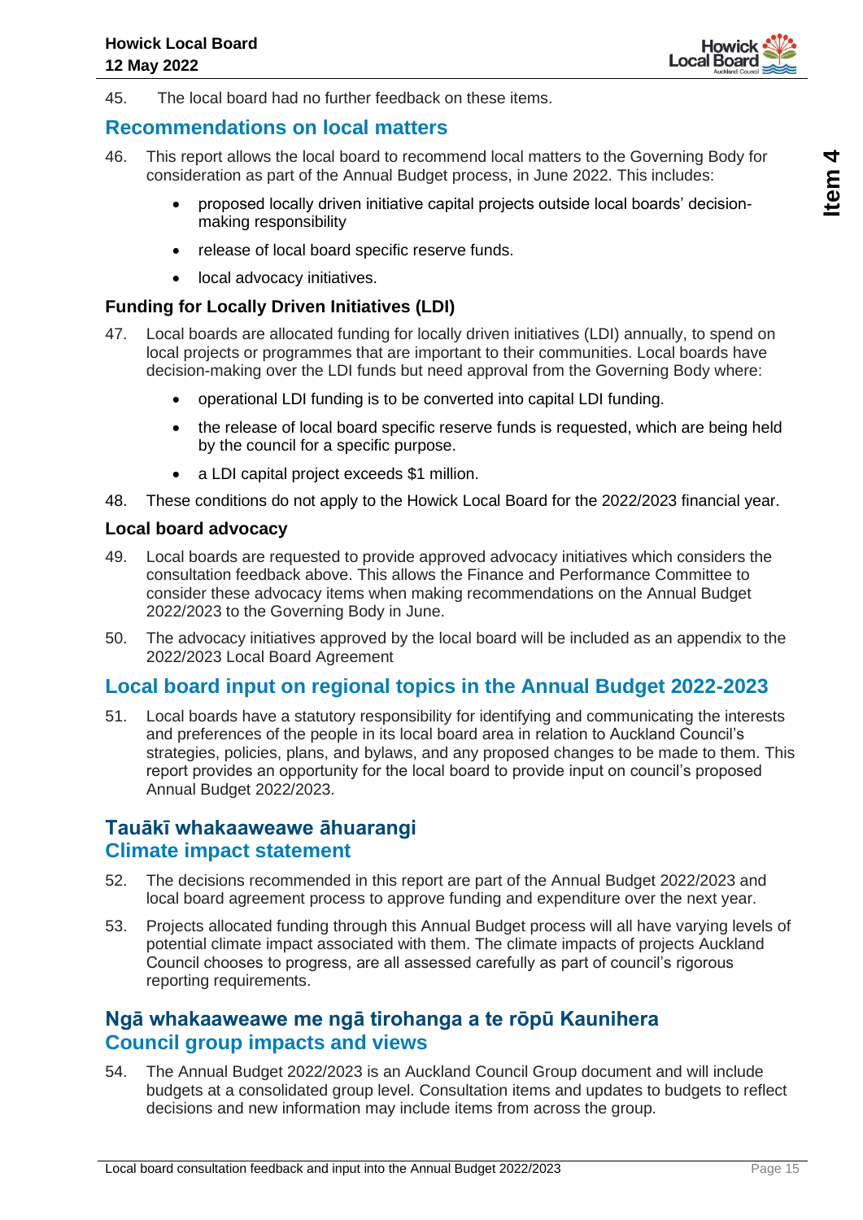45. The local board had no further feedback on these items.

## Recommendations on local matters

46. This report allows the local board to recommend local matters to the Governing Body for consideration as part of the Annual Budget process, in June 2022. This includes:
    - proposed locally driven initiative capital projects outside local boards' decision-making responsibility
    - release of local board specific reserve funds.
    - local advocacy initiatives.

### Funding for Locally Driven Initiatives (LDI)

47. Local boards are allocated funding for locally driven initiatives (LDI) annually, to spend on local projects or programmes that are important to their communities. Local boards have decision-making over the LDI funds but need approval from the Governing Body where:
    - operational LDI funding is to be converted into capital LDI funding.
    - the release of local board specific reserve funds is requested, which are being held by the council for a specific purpose.
    - a LDI capital project exceeds $1 million.
48. These conditions do not apply to the Howick Local Board for the 2022/2023 financial year.

### Local board advocacy

49. Local boards are requested to provide approved advocacy initiatives which considers the consultation feedback above. This allows the Finance and Performance Committee to consider these advocacy items when making recommendations on the Annual Budget 2022/2023 to the Governing Body in June.
50. The advocacy initiatives approved by the local board will be included as an appendix to the 2022/2023 Local Board Agreement

## Local board input on regional topics in the Annual Budget 2022-2023

51. Local boards have a statutory responsibility for identifying and communicating the interests and preferences of the people in its local board area in relation to Auckland Council's strategies, policies, plans, and bylaws, and any proposed changes to be made to them. This report provides an opportunity for the local board to provide input on council's proposed Annual Budget 2022/2023.

## Tauākī whakaaweawe āhuarangi
## Climate impact statement

52. The decisions recommended in this report are part of the Annual Budget 2022/2023 and local board agreement process to approve funding and expenditure over the next year.
53. Projects allocated funding through this Annual Budget process will all have varying levels of potential climate impact associated with them. The climate impacts of projects Auckland Council chooses to progress, are all assessed carefully as part of council's rigorous reporting requirements.

## Ngā whakaaweawe me ngā tirohanga a te rōpū Kaunihera
## Council group impacts and views

54. The Annual Budget 2022/2023 is an Auckland Council Group document and will include budgets at a consolidated group level. Consultation items and updates to budgets to reflect decisions and new information may include items from across the group.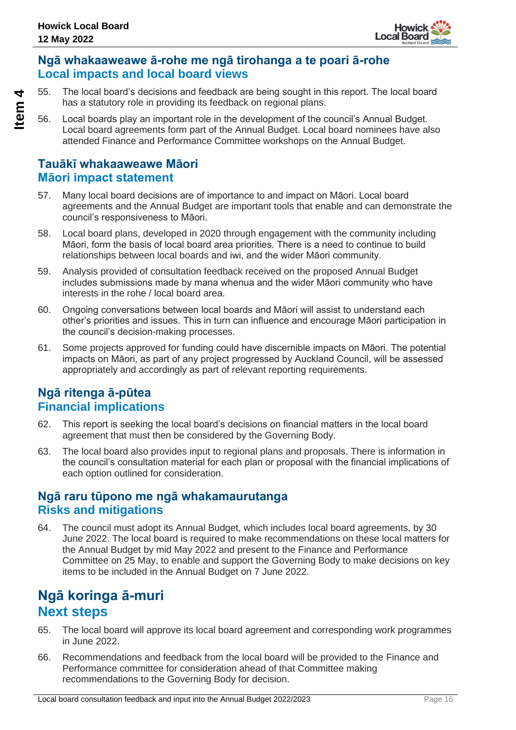## Ngā whakaaweawe ā-rohe me ngā tirohanga a te poari ā-rohe
## Local impacts and local board views

55. The local board's decisions and feedback are being sought in this report. The local board has a statutory role in providing its feedback on regional plans.

56. Local boards play an important role in the development of the council's Annual Budget. Local board agreements form part of the Annual Budget. Local board nominees have also attended Finance and Performance Committee workshops on the Annual Budget.

## Tauākī whakaaweawe Māori
## Māori impact statement

57. Many local board decisions are of importance to and impact on Māori. Local board agreements and the Annual Budget are important tools that enable and can demonstrate the council's responsiveness to Māori.

58. Local board plans, developed in 2020 through engagement with the community including Māori, form the basis of local board area priorities. There is a need to continue to build relationships between local boards and iwi, and the wider Māori community.

59. Analysis provided of consultation feedback received on the proposed Annual Budget includes submissions made by mana whenua and the wider Māori community who have interests in the rohe / local board area.

60. Ongoing conversations between local boards and Māori will assist to understand each other's priorities and issues. This in turn can influence and encourage Māori participation in the council's decision-making processes.

61. Some projects approved for funding could have discernible impacts on Māori. The potential impacts on Māori, as part of any project progressed by Auckland Council, will be assessed appropriately and accordingly as part of relevant reporting requirements.

## Ngā ritenga ā-pūtea
## Financial implications

62. This report is seeking the local board's decisions on financial matters in the local board agreement that must then be considered by the Governing Body.

63. The local board also provides input to regional plans and proposals. There is information in the council's consultation material for each plan or proposal with the financial implications of each option outlined for consideration.

## Ngā raru tūpono me ngā whakamaurutanga
## Risks and mitigations

64. The council must adopt its Annual Budget, which includes local board agreements, by 30 June 2022. The local board is required to make recommendations on these local matters for the Annual Budget by mid May 2022 and present to the Finance and Performance Committee on 25 May, to enable and support the Governing Body to make decisions on key items to be included in the Annual Budget on 7 June 2022.

# Ngā koringa ā-muri
# Next steps

65. The local board will approve its local board agreement and corresponding work programmes in June 2022.

66. Recommendations and feedback from the local board will be provided to the Finance and Performance committee for consideration ahead of that Committee making recommendations to the Governing Body for decision.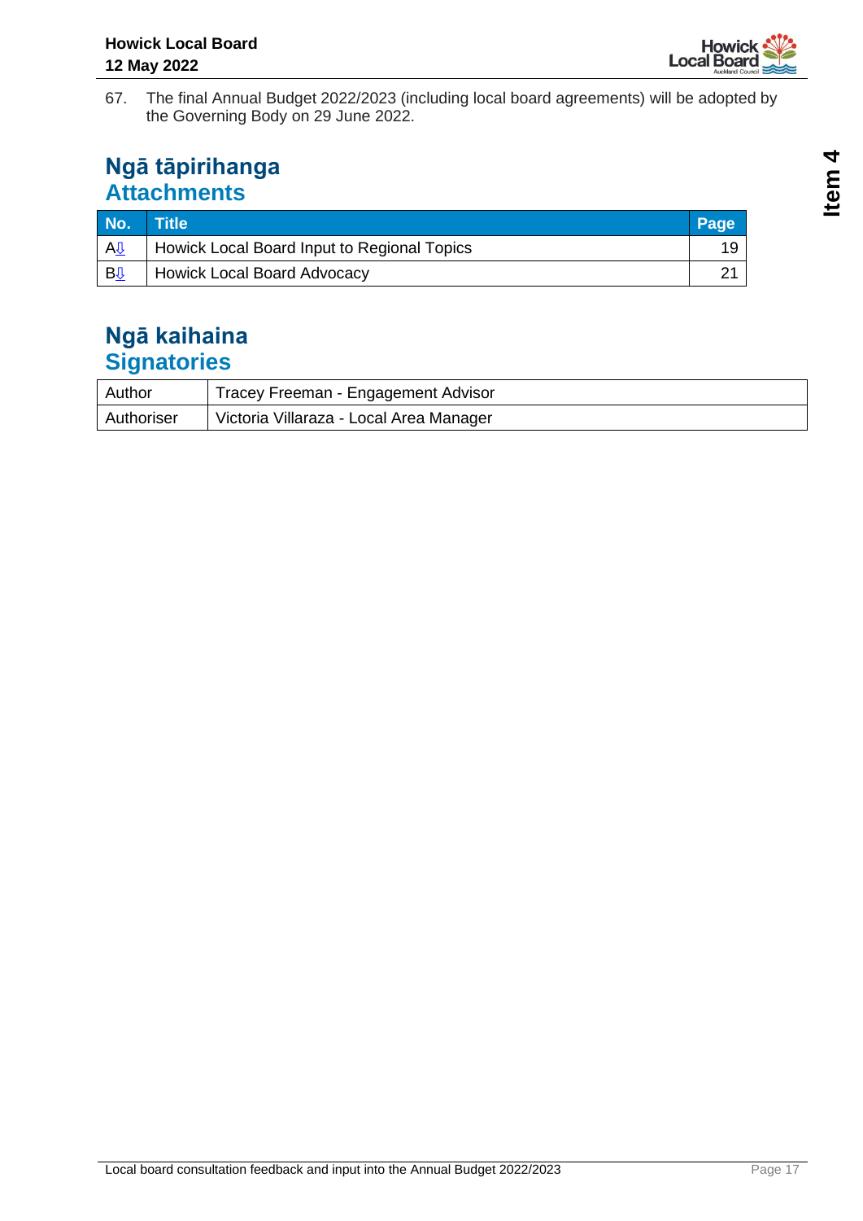67. The final Annual Budget 2022/2023 (including local board agreements) will be adopted by the Governing Body on 29 June 2022.

## Ngā tāpirihanga
## Attachments

| No. | Title | Page |
|---|---|---|
| A⇩ | Howick Local Board Input to Regional Topics | 19 |
| B⇩ | Howick Local Board Advocacy | 21 |

## Ngā kaihaina
## Signatories

| | |
|---|---|
| Author | Tracey Freeman - Engagement Advisor |
| Authoriser | Victoria Villaraza - Local Area Manager |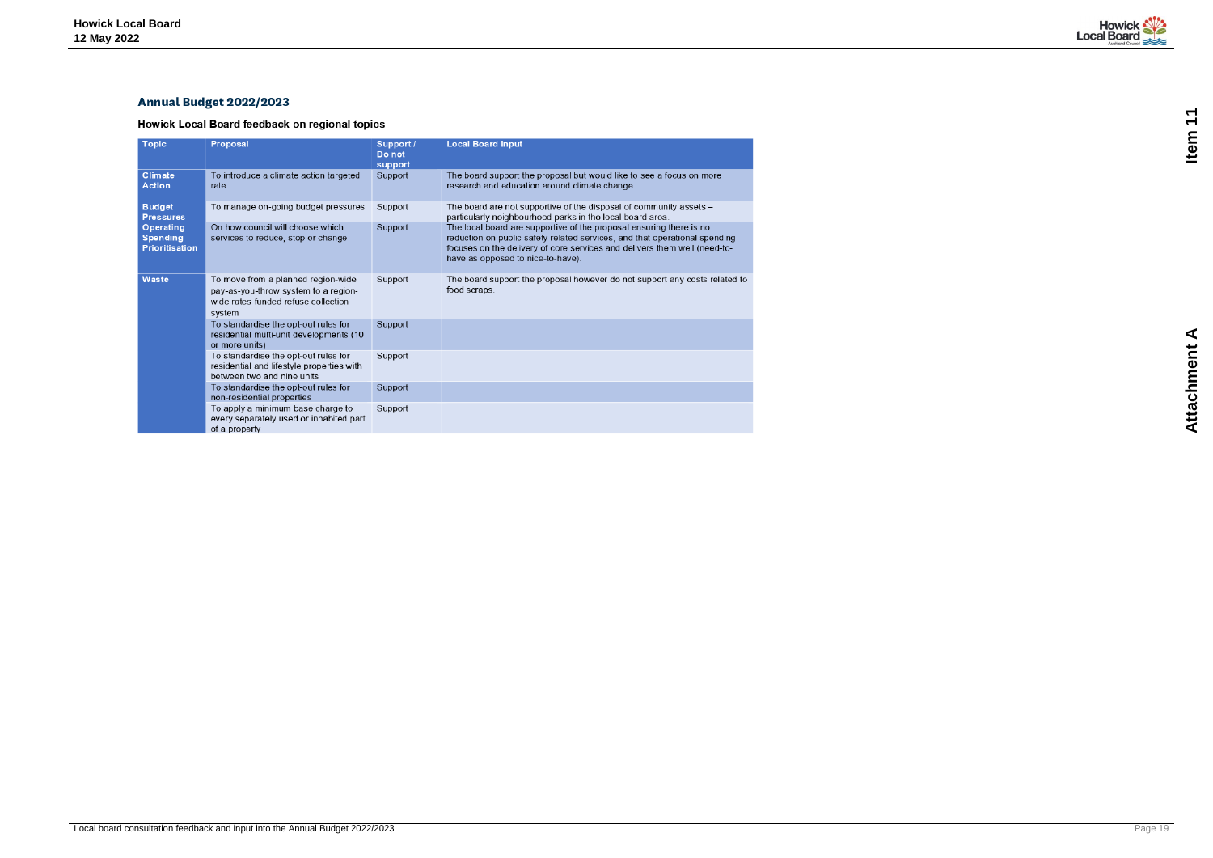## Annual Budget 2022/2023

### Howick Local Board feedback on regional topics

| Topic | Proposal | Support / Do not support | Local Board Input |
|---|---|---|---|
| Climate Action | To introduce a climate action targeted rate | Support | The board support the proposal but would like to see a focus on more research and education around climate change. |
| Budget Pressures | To manage on-going budget pressures | Support | The board are not supportive of the disposal of community assets – particularly neighbourhood parks in the local board area. |
| Operating Spending Prioritisation | On how council will choose which services to reduce, stop or change | Support | The local board are supportive of the proposal ensuring there is no reduction on public safety related services, and that operational spending focuses on the delivery of core services and delivers them well (need-to-have as opposed to nice-to-have). |
| Waste | To move from a planned region-wide pay-as-you-throw system to a region-wide rates-funded refuse collection system | Support | The board support the proposal however do not support any costs related to food scraps. |
| | To standardise the opt-out rules for residential multi-unit developments (10 or more units) | Support | |
| | To standardise the opt-out rules for residential and lifestyle properties with between two and nine units | Support | |
| | To standardise the opt-out rules for non-residential properties | Support | |
| | To apply a minimum base charge to every separately used or inhabited part of a property | Support | |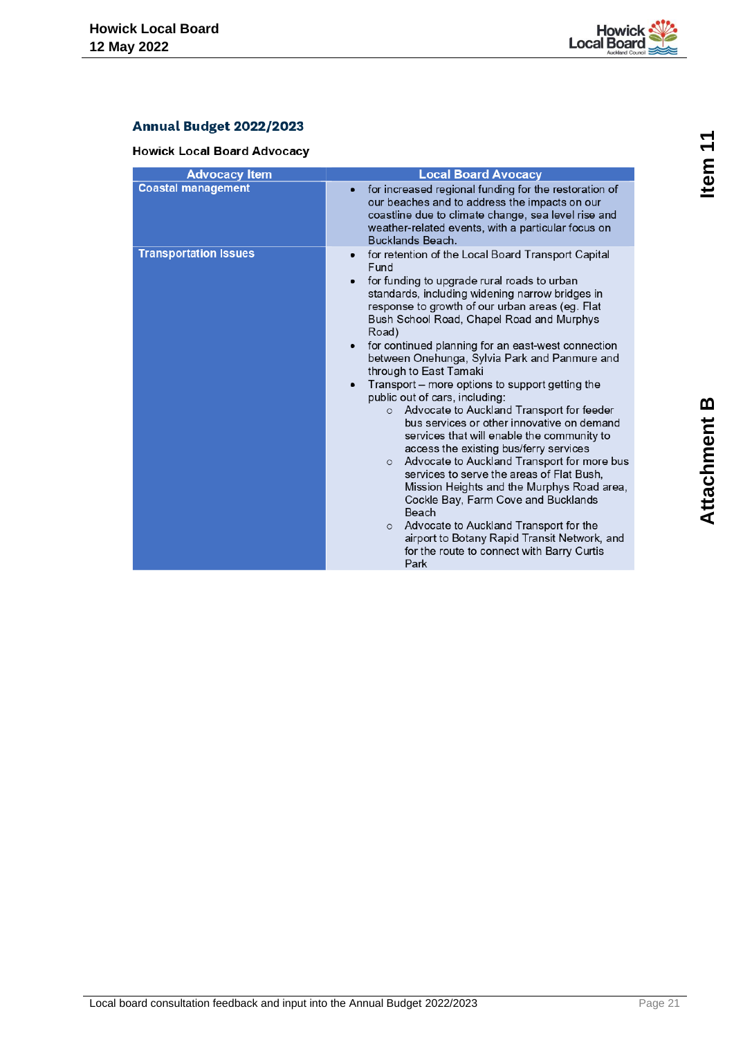## Annual Budget 2022/2023

### Howick Local Board Advocacy

| Advocacy Item | Local Board Avocacy |
| --- | --- |
| **Coastal management** | • for increased regional funding for the restoration of our beaches and to address the impacts on our coastline due to climate change, sea level rise and weather-related events, with a particular focus on Bucklands Beach. |
| **Transportation Issues** | • for retention of the Local Board Transport Capital Fund<br>• for funding to upgrade rural roads to urban standards, including widening narrow bridges in response to growth of our urban areas (eg. Flat Bush School Road, Chapel Road and Murphys Road)<br>• for continued planning for an east-west connection between Onehunga, Sylvia Park and Panmure and through to East Tamaki<br>• Transport – more options to support getting the public out of cars, including:<br>&nbsp;&nbsp;○ Advocate to Auckland Transport for feeder bus services or other innovative on demand services that will enable the community to access the existing bus/ferry services<br>&nbsp;&nbsp;○ Advocate to Auckland Transport for more bus services to serve the areas of Flat Bush, Mission Heights and the Murphys Road area, Cockle Bay, Farm Cove and Bucklands Beach<br>&nbsp;&nbsp;○ Advocate to Auckland Transport for the airport to Botany Rapid Transit Network, and for the route to connect with Barry Curtis Park |